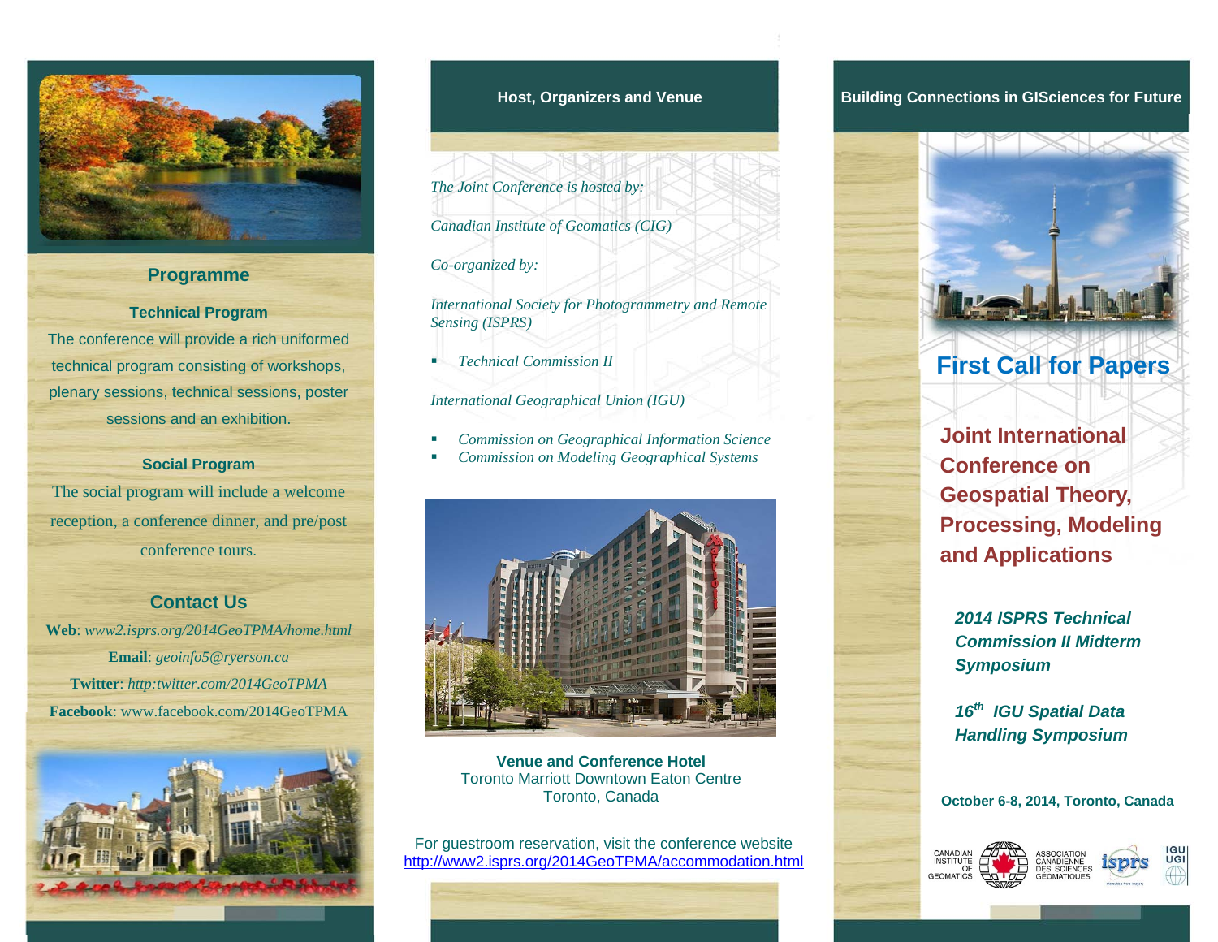## Programme

### Technical Program

The conference will provide a rich uniformed technical program consisting of workshops, plenary sessions, technical sessions, poster sessions and an exhibition.

### Social Program

The social program will include a welcome reception, a conference dinner, and pre/post conference tours.

## Contact Us

**Web**: *www2.isprs.org/2014GeoTPMA/home.html*

**Email**: *geoinfo5@ryerson.ca*

**Twitter**: *http:twitter.com/2014GeoTPMA*

**Facebook**: www.facebook.com/2014GeoTPMA

## Host, Organizers and Venue

*The Joint Conference is hosted by:*

*Canadian Institute of Geomatics (CIG)*

*Co-organized by:*

*International Society for Photogrammetry and Remote Sensing (ISPRS)*

- *Technical Commission II*

*International Geographical Union (IGU)*

- *Commission on Geographical Information Science*
- *Commission on Modeling Geographical Systems*

**Venue and Conference Hotel**
Toronto Marriott Downtown Eaton Centre
Toronto, Canada

For guestroom reservation, visit the conference website
http://www2.isprs.org/2014GeoTPMA/accommodation.html

## Building Connections in GISciences for Future

# First Call for Papers

## Joint International Conference on Geospatial Theory, Processing, Modeling and Applications

***2014 ISPRS Technical Commission II Midterm Symposium***

***16th IGU Spatial Data Handling Symposium***

**October 6-8, 2014, Toronto, Canada**

CANADIAN INSTITUTE OF GEOMATICS — ASSOCIATION CANADIENNE DES SCIENCES GEOMATIQUES

isprs

IGU UGI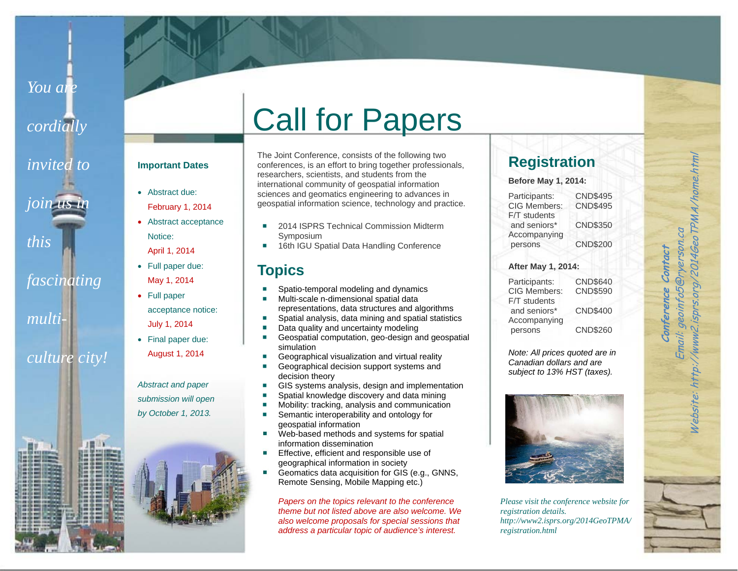*You are cordially invited to join us in this fascinating multi-culture city!*

### Important Dates

- Abstract due: February 1, 2014
- Abstract acceptance Notice: April 1, 2014
- Full paper due: May 1, 2014
- Full paper acceptance notice: July 1, 2014
- Final paper due: August 1, 2014

*Abstract and paper submission will open by October 1, 2013.*

# Call for Papers

The Joint Conference, consists of the following two conferences, is an effort to bring together professionals, researchers, scientists, and students from the international community of geospatial information sciences and geomatics engineering to advances in geospatial information science, technology and practice.

- 2014 ISPRS Technical Commission Midterm Symposium
- 16th IGU Spatial Data Handling Conference

## Topics

- Spatio-temporal modeling and dynamics
- Multi-scale n-dimensional spatial data representations, data structures and algorithms
- Spatial analysis, data mining and spatial statistics
- Data quality and uncertainty modeling
- Geospatial computation, geo-design and geospatial simulation
- Geographical visualization and virtual reality
- Geographical decision support systems and decision theory
- GIS systems analysis, design and implementation
- Spatial knowledge discovery and data mining
- Mobility: tracking, analysis and communication
- Semantic interoperability and ontology for geospatial information
- Web-based methods and systems for spatial information dissemination
- Effective, efficient and responsible use of geographical information in society
- Geomatics data acquisition for GIS (e.g., GNNS, Remote Sensing, Mobile Mapping etc.)

*Papers on the topics relevant to the conference theme but not listed above are also welcome. We also welcome proposals for special sessions that address a particular topic of audience's interest.*

## Registration

**Before May 1, 2014:**

| | |
|---|---|
| Participants: | CND$495 |
| CIG Members: | CND$495 |
| F/T students and seniors* | CND$350 |
| Accompanying persons | CND$200 |

**After May 1, 2014:**

| | |
|---|---|
| Participants: | CND$640 |
| CIG Members: | CND$590 |
| F/T students and seniors* | CND$400 |
| Accompanying persons | CND$260 |

*Note: All prices quoted are in Canadian dollars and are subject to 13% HST (taxes).*

*Please visit the conference website for registration details. http://www2.isprs.org/2014GeoTPMA/registration.html*

***Conference Contact***

*Email: geoinfo5@ryerson.ca*

*Website: http://www2.isprs.org/2014GeoTPMA/home.html*